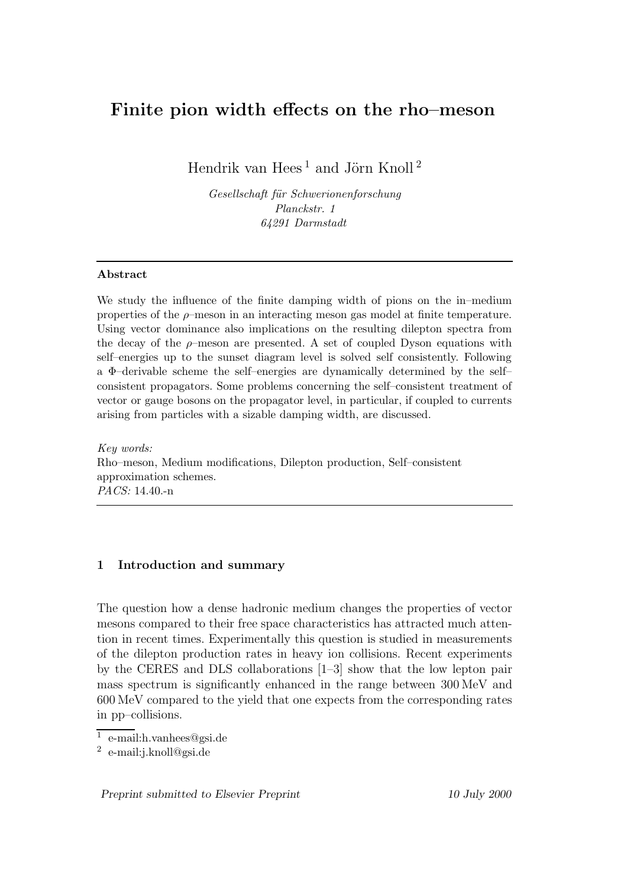# Finite pion width effects on the rho–meson

Hendrik van Hees [1] and Jörn Knoll [2]

*Gesellschaft für Schwerionenforschung*
*Planckstr. 1*
*64291 Darmstadt*

---

**Abstract**

We study the influence of the finite damping width of pions on the in–medium properties of the $\rho$–meson in an interacting meson gas model at finite temperature. Using vector dominance also implications on the resulting dilepton spectra from the decay of the $\rho$–meson are presented. A set of coupled Dyson equations with self–energies up to the sunset diagram level is solved self consistently. Following a $\Phi$–derivable scheme the self–energies are dynamically determined by the self–consistent propagators. Some problems concerning the self–consistent treatment of vector or gauge bosons on the propagator level, in particular, if coupled to currents arising from particles with a sizable damping width, are discussed.

*Key words:*
Rho–meson, Medium modifications, Dilepton production, Self–consistent approximation schemes.
*PACS:* 14.40.-n

---

## 1 Introduction and summary

The question how a dense hadronic medium changes the properties of vector mesons compared to their free space characteristics has attracted much attention in recent times. Experimentally this question is studied in measurements of the dilepton production rates in heavy ion collisions. Recent experiments by the CERES and DLS collaborations [1–3] show that the low lepton pair mass spectrum is significantly enhanced in the range between 300 MeV and 600 MeV compared to the yield that one expects from the corresponding rates in pp–collisions.

[1] e-mail:h.vanhees@gsi.de
[2] e-mail:j.knoll@gsi.de

*Preprint submitted to Elsevier Preprint* 10 July 2000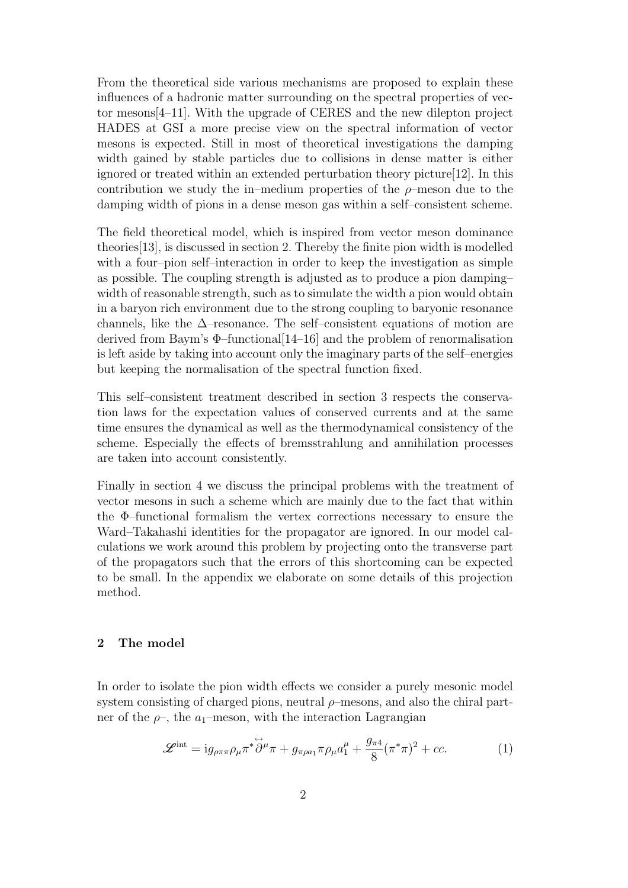From the theoretical side various mechanisms are proposed to explain these influences of a hadronic matter surrounding on the spectral properties of vector mesons[4–11]. With the upgrade of CERES and the new dilepton project HADES at GSI a more precise view on the spectral information of vector mesons is expected. Still in most of theoretical investigations the damping width gained by stable particles due to collisions in dense matter is either ignored or treated within an extended perturbation theory picture[12]. In this contribution we study the in–medium properties of the $\rho$–meson due to the damping width of pions in a dense meson gas within a self–consistent scheme.

The field theoretical model, which is inspired from vector meson dominance theories[13], is discussed in section 2. Thereby the finite pion width is modelled with a four–pion self–interaction in order to keep the investigation as simple as possible. The coupling strength is adjusted as to produce a pion damping–width of reasonable strength, such as to simulate the width a pion would obtain in a baryon rich environment due to the strong coupling to baryonic resonance channels, like the $\Delta$–resonance. The self–consistent equations of motion are derived from Baym's $\Phi$–functional[14–16] and the problem of renormalisation is left aside by taking into account only the imaginary parts of the self–energies but keeping the normalisation of the spectral function fixed.

This self–consistent treatment described in section 3 respects the conservation laws for the expectation values of conserved currents and at the same time ensures the dynamical as well as the thermodynamical consistency of the scheme. Especially the effects of bremsstrahlung and annihilation processes are taken into account consistently.

Finally in section 4 we discuss the principal problems with the treatment of vector mesons in such a scheme which are mainly due to the fact that within the $\Phi$–functional formalism the vertex corrections necessary to ensure the Ward–Takahashi identities for the propagator are ignored. In our model calculations we work around this problem by projecting onto the transverse part of the propagators such that the errors of this shortcoming can be expected to be small. In the appendix we elaborate on some details of this projection method.

## 2 The model

In order to isolate the pion width effects we consider a purely mesonic model system consisting of charged pions, neutral $\rho$–mesons, and also the chiral partner of the $\rho$–, the $a_1$–meson, with the interaction Lagrangian

$$\mathscr{L}^{\text{int}} = \mathrm{i} g_{\rho\pi\pi} \rho_\mu \pi^* \overleftrightarrow{\partial}^\mu \pi + g_{\pi\rho a_1} \pi \rho_\mu a_1^\mu + \frac{g_{\pi 4}}{8} (\pi^* \pi)^2 + cc. \tag{1}$$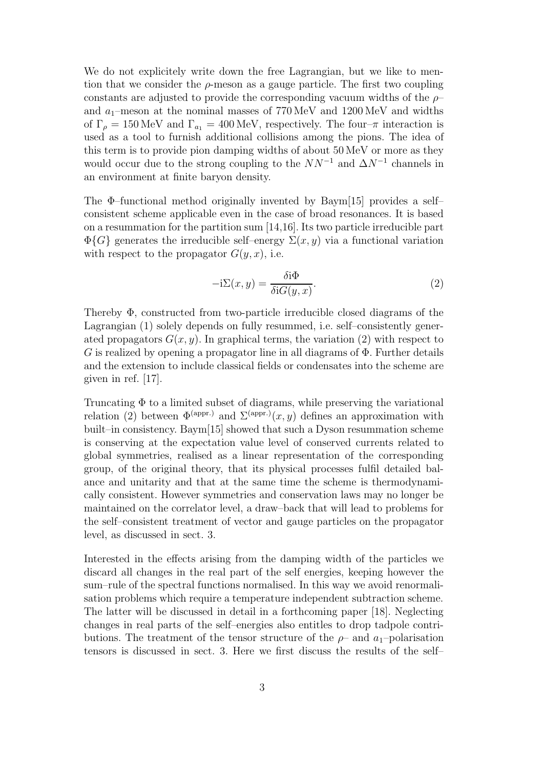We do not explicitely write down the free Lagrangian, but we like to mention that we consider the $\rho$-meson as a gauge particle. The first two coupling constants are adjusted to provide the corresponding vacuum widths of the $\rho$– and $a_1$–meson at the nominal masses of 770 MeV and 1200 MeV and widths of $\Gamma_\rho = 150\,\text{MeV}$ and $\Gamma_{a_1} = 400\,\text{MeV}$, respectively. The four–$\pi$ interaction is used as a tool to furnish additional collisions among the pions. The idea of this term is to provide pion damping widths of about 50 MeV or more as they would occur due to the strong coupling to the $NN^{-1}$ and $\Delta N^{-1}$ channels in an environment at finite baryon density.

The $\Phi$–functional method originally invented by Baym[15] provides a self–consistent scheme applicable even in the case of broad resonances. It is based on a resummation for the partition sum [14,16]. Its two particle irreducible part $\Phi\{G\}$ generates the irreducible self–energy $\Sigma(x, y)$ via a functional variation with respect to the propagator $G(y, x)$, i.e.

$$-\mathrm{i}\Sigma(x, y) = \frac{\delta \mathrm{i}\Phi}{\delta \mathrm{i}G(y, x)}. \tag{2}$$

Thereby $\Phi$, constructed from two-particle irreducible closed diagrams of the Lagrangian (1) solely depends on fully resummed, i.e. self–consistently generated propagators $G(x, y)$. In graphical terms, the variation (2) with respect to $G$ is realized by opening a propagator line in all diagrams of $\Phi$. Further details and the extension to include classical fields or condensates into the scheme are given in ref. [17].

Truncating $\Phi$ to a limited subset of diagrams, while preserving the variational relation (2) between $\Phi^{(\text{appr.})}$ and $\Sigma^{(\text{appr.})}(x, y)$ defines an approximation with built–in consistency. Baym[15] showed that such a Dyson resummation scheme is conserving at the expectation value level of conserved currents related to global symmetries, realised as a linear representation of the corresponding group, of the original theory, that its physical processes fulfil detailed balance and unitarity and that at the same time the scheme is thermodynamically consistent. However symmetries and conservation laws may no longer be maintained on the correlator level, a draw–back that will lead to problems for the self–consistent treatment of vector and gauge particles on the propagator level, as discussed in sect. 3.

Interested in the effects arising from the damping width of the particles we discard all changes in the real part of the self energies, keeping however the sum–rule of the spectral functions normalised. In this way we avoid renormalisation problems which require a temperature independent subtraction scheme. The latter will be discussed in detail in a forthcoming paper [18]. Neglecting changes in real parts of the self–energies also entitles to drop tadpole contributions. The treatment of the tensor structure of the $\rho$– and $a_1$–polarisation tensors is discussed in sect. 3. Here we first discuss the results of the self–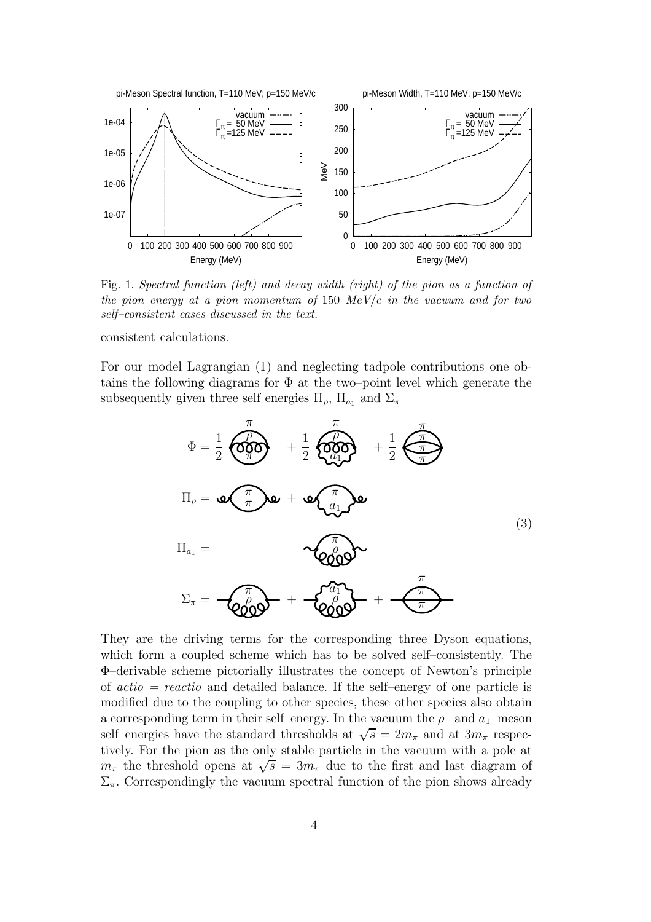Fig. 1. *Spectral function (left) and decay width (right) of the pion as a function of the pion energy at a pion momentum of* 150 *MeV/c in the vacuum and for two self–consistent cases discussed in the text.*

consistent calculations.

For our model Lagrangian (1) and neglecting tadpole contributions one obtains the following diagrams for $\Phi$ at the two–point level which generate the subsequently given three self energies $\Pi_\rho$, $\Pi_{a_1}$ and $\Sigma_\pi$

$$\Phi = \frac{1}{2}\,(\pi\rho\pi) + \frac{1}{2}\,(\pi\rho a_1) + \frac{1}{2}\,(\pi\pi\pi\pi)$$

$$\Pi_\rho = (\pi\pi) + (\pi a_1) \tag{3}$$

$$\Pi_{a_1} = (\pi\rho)$$

$$\Sigma_\pi = (\pi\rho) + (a_1\rho) + (\pi\pi\pi)$$

They are the driving terms for the corresponding three Dyson equations, which form a coupled scheme which has to be solved self–consistently. The $\Phi$–derivable scheme pictorially illustrates the concept of Newton's principle of *actio = reactio* and detailed balance. If the self–energy of one particle is modified due to the coupling to other species, these other species also obtain a corresponding term in their self–energy. In the vacuum the $\rho$– and $a_1$–meson self–energies have the standard thresholds at $\sqrt{s} = 2m_\pi$ and at $3m_\pi$ respectively. For the pion as the only stable particle in the vacuum with a pole at $m_\pi$ the threshold opens at $\sqrt{s} = 3m_\pi$ due to the first and last diagram of $\Sigma_\pi$. Correspondingly the vacuum spectral function of the pion shows already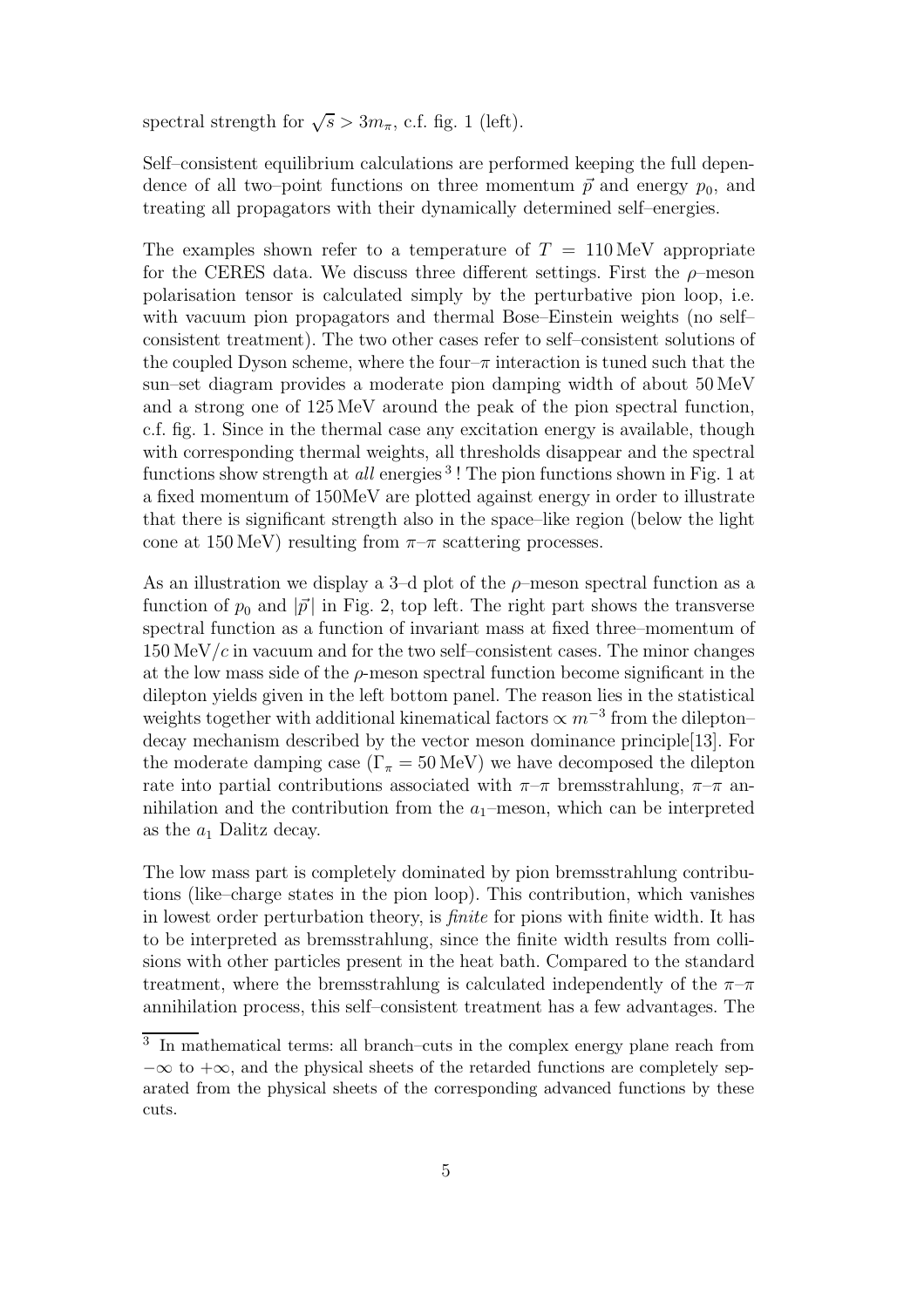spectral strength for $\sqrt{s} > 3m_\pi$, c.f. fig. 1 (left).

Self–consistent equilibrium calculations are performed keeping the full dependence of all two–point functions on three momentum $\vec{p}$ and energy $p_0$, and treating all propagators with their dynamically determined self–energies.

The examples shown refer to a temperature of $T = 110\,\text{MeV}$ appropriate for the CERES data. We discuss three different settings. First the $\rho$–meson polarisation tensor is calculated simply by the perturbative pion loop, i.e. with vacuum pion propagators and thermal Bose–Einstein weights (no self–consistent treatment). The two other cases refer to self–consistent solutions of the coupled Dyson scheme, where the four–$\pi$ interaction is tuned such that the sun–set diagram provides a moderate pion damping width of about 50 MeV and a strong one of 125 MeV around the peak of the pion spectral function, c.f. fig. 1. Since in the thermal case any excitation energy is available, though with corresponding thermal weights, all thresholds disappear and the spectral functions show strength at *all* energies [3] ! The pion functions shown in Fig. 1 at a fixed momentum of 150MeV are plotted against energy in order to illustrate that there is significant strength also in the space–like region (below the light cone at 150 MeV) resulting from $\pi$–$\pi$ scattering processes.

As an illustration we display a 3–d plot of the $\rho$–meson spectral function as a function of $p_0$ and $|\vec{p}|$ in Fig. 2, top left. The right part shows the transverse spectral function as a function of invariant mass at fixed three–momentum of $150\,\text{MeV}/c$ in vacuum and for the two self–consistent cases. The minor changes at the low mass side of the $\rho$-meson spectral function become significant in the dilepton yields given in the left bottom panel. The reason lies in the statistical weights together with additional kinematical factors $\propto m^{-3}$ from the dilepton–decay mechanism described by the vector meson dominance principle[13]. For the moderate damping case ($\Gamma_\pi = 50\,\text{MeV}$) we have decomposed the dilepton rate into partial contributions associated with $\pi$–$\pi$ bremsstrahlung, $\pi$–$\pi$ annihilation and the contribution from the $a_1$–meson, which can be interpreted as the $a_1$ Dalitz decay.

The low mass part is completely dominated by pion bremsstrahlung contributions (like–charge states in the pion loop). This contribution, which vanishes in lowest order perturbation theory, is *finite* for pions with finite width. It has to be interpreted as bremsstrahlung, since the finite width results from collisions with other particles present in the heat bath. Compared to the standard treatment, where the bremsstrahlung is calculated independently of the $\pi$–$\pi$ annihilation process, this self–consistent treatment has a few advantages. The

[3] In mathematical terms: all branch–cuts in the complex energy plane reach from $-\infty$ to $+\infty$, and the physical sheets of the retarded functions are completely separated from the physical sheets of the corresponding advanced functions by these cuts.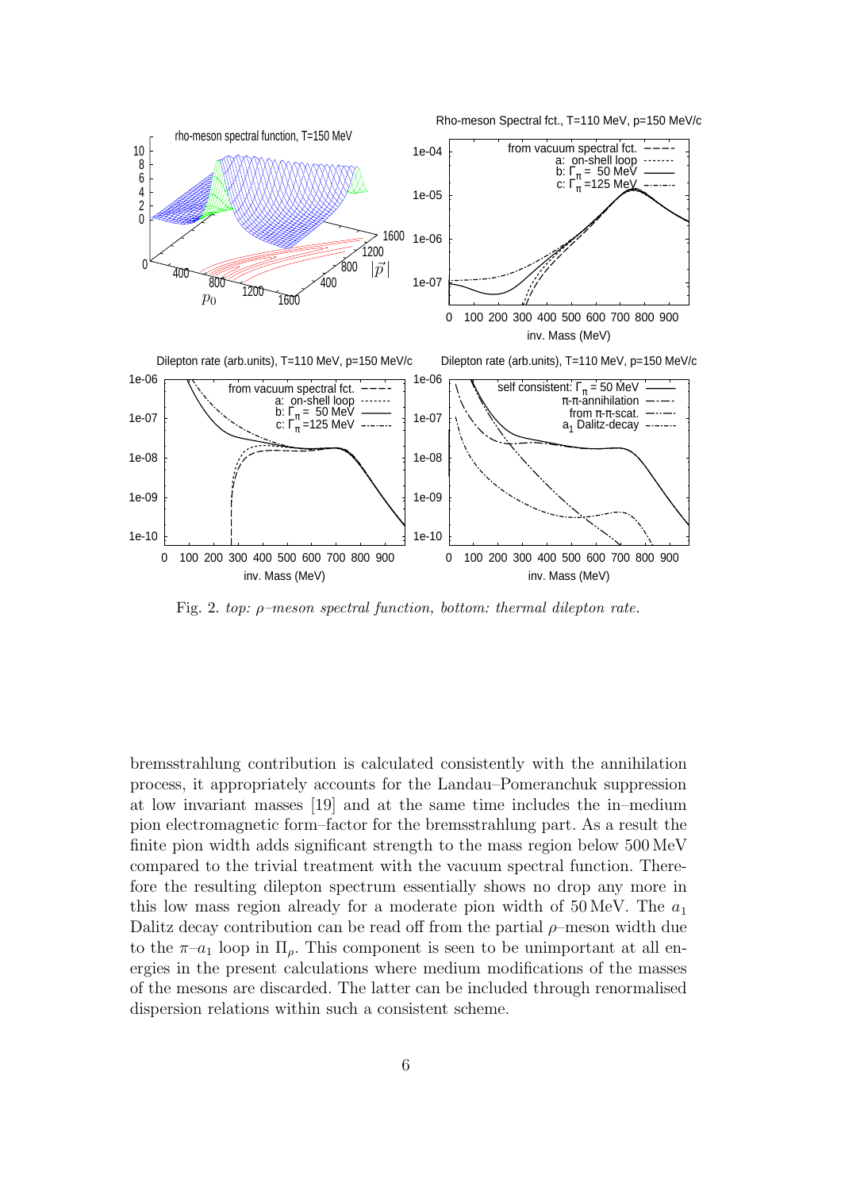Fig. 2. *top: $\rho$–meson spectral function, bottom: thermal dilepton rate.*

bremsstrahlung contribution is calculated consistently with the annihilation process, it appropriately accounts for the Landau–Pomeranchuk suppression at low invariant masses [19] and at the same time includes the in–medium pion electromagnetic form–factor for the bremsstrahlung part. As a result the finite pion width adds significant strength to the mass region below 500 MeV compared to the trivial treatment with the vacuum spectral function. Therefore the resulting dilepton spectrum essentially shows no drop any more in this low mass region already for a moderate pion width of 50 MeV. The $a_1$ Dalitz decay contribution can be read off from the partial $\rho$–meson width due to the $\pi$–$a_1$ loop in $\Pi_\rho$. This component is seen to be unimportant at all energies in the present calculations where medium modifications of the masses of the mesons are discarded. The latter can be included through renormalised dispersion relations within such a consistent scheme.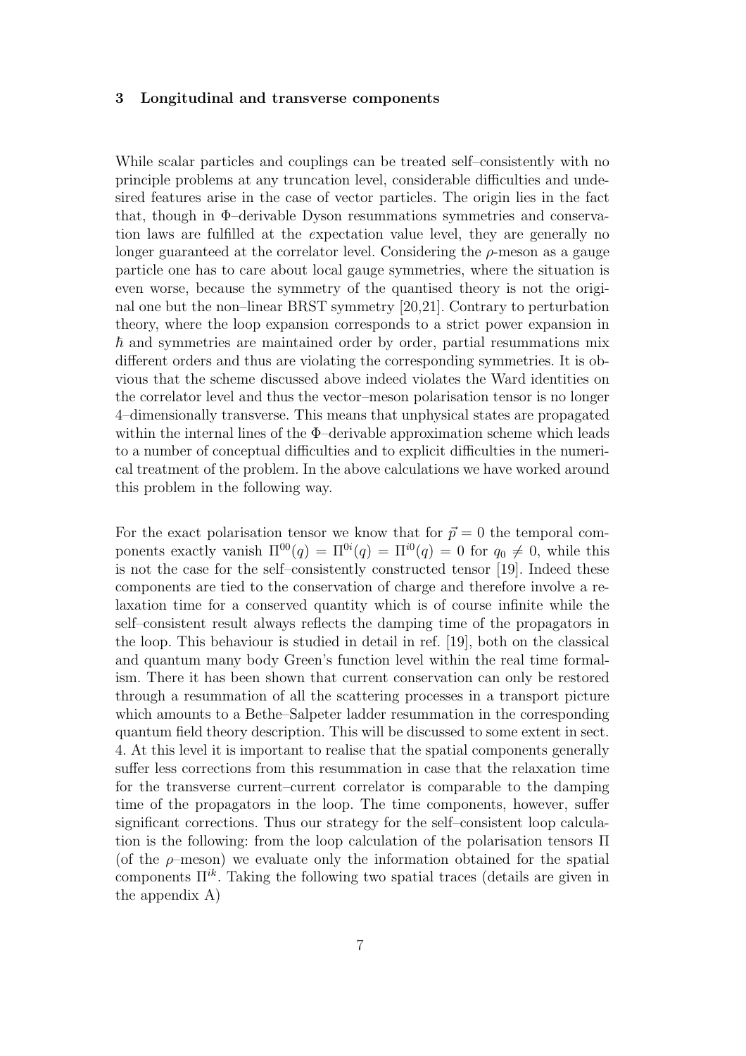## 3 Longitudinal and transverse components

While scalar particles and couplings can be treated self–consistently with no principle problems at any truncation level, considerable difficulties and undesired features arise in the case of vector particles. The origin lies in the fact that, though in Φ–derivable Dyson resummations symmetries and conservation laws are fulfilled at the expectation value level, they are generally no longer guaranteed at the correlator level. Considering the $\rho$-meson as a gauge particle one has to care about local gauge symmetries, where the situation is even worse, because the symmetry of the quantised theory is not the original one but the non–linear BRST symmetry [20,21]. Contrary to perturbation theory, where the loop expansion corresponds to a strict power expansion in $\hbar$ and symmetries are maintained order by order, partial resummations mix different orders and thus are violating the corresponding symmetries. It is obvious that the scheme discussed above indeed violates the Ward identities on the correlator level and thus the vector–meson polarisation tensor is no longer 4–dimensionally transverse. This means that unphysical states are propagated within the internal lines of the Φ–derivable approximation scheme which leads to a number of conceptual difficulties and to explicit difficulties in the numerical treatment of the problem. In the above calculations we have worked around this problem in the following way.

For the exact polarisation tensor we know that for $\vec{p} = 0$ the temporal components exactly vanish $\Pi^{00}(q) = \Pi^{0i}(q) = \Pi^{i0}(q) = 0$ for $q_0 \neq 0$, while this is not the case for the self–consistently constructed tensor [19]. Indeed these components are tied to the conservation of charge and therefore involve a relaxation time for a conserved quantity which is of course infinite while the self–consistent result always reflects the damping time of the propagators in the loop. This behaviour is studied in detail in ref. [19], both on the classical and quantum many body Green's function level within the real time formalism. There it has been shown that current conservation can only be restored through a resummation of all the scattering processes in a transport picture which amounts to a Bethe–Salpeter ladder resummation in the corresponding quantum field theory description. This will be discussed to some extent in sect. 4. At this level it is important to realise that the spatial components generally suffer less corrections from this resummation in case that the relaxation time for the transverse current–current correlator is comparable to the damping time of the propagators in the loop. The time components, however, suffer significant corrections. Thus our strategy for the self–consistent loop calculation is the following: from the loop calculation of the polarisation tensors $\Pi$ (of the $\rho$–meson) we evaluate only the information obtained for the spatial components $\Pi^{ik}$. Taking the following two spatial traces (details are given in the appendix A)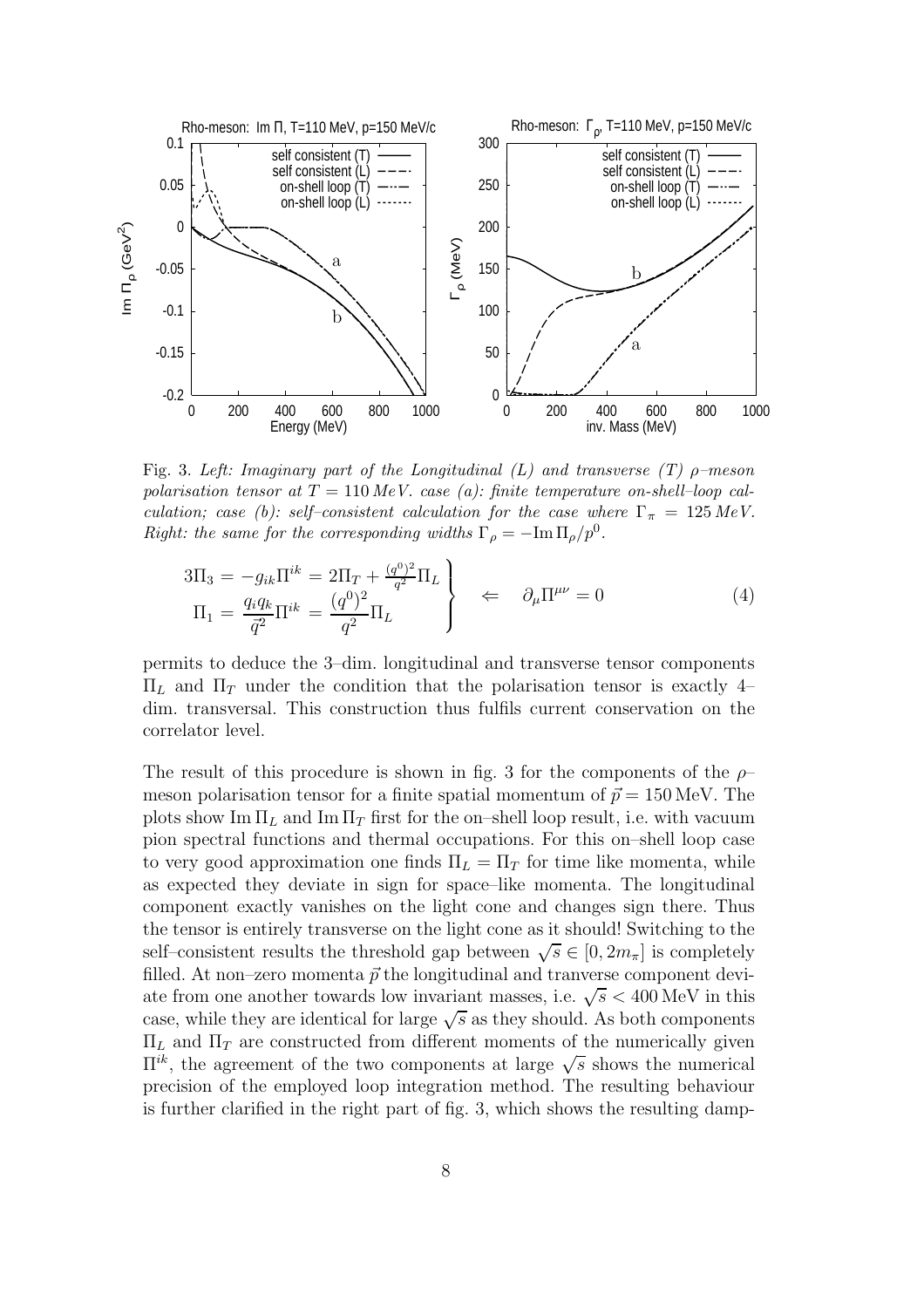Fig. 3. *Left: Imaginary part of the Longitudinal (L) and transverse (T) $\rho$–meson polarisation tensor at $T = 110\,MeV$. case (a): finite temperature on-shell–loop calculation; case (b): self–consistent calculation for the case where $\Gamma_\pi = 125\,MeV$. Right: the same for the corresponding widths $\Gamma_\rho = -\mathrm{Im}\,\Pi_\rho/p^0$.*

$$
\left.
\begin{aligned}
3\Pi_3 &= -g_{ik}\Pi^{ik} = 2\Pi_T + \tfrac{(q^0)^2}{q^2}\Pi_L \\
\Pi_1 &= \frac{q_i q_k}{\vec{q}^2}\Pi^{ik} = \frac{(q^0)^2}{q^2}\Pi_L
\end{aligned}
\right\}
\quad \Leftarrow \quad \partial_\mu \Pi^{\mu\nu} = 0 \tag{4}
$$

permits to deduce the 3–dim. longitudinal and transverse tensor components $\Pi_L$ and $\Pi_T$ under the condition that the polarisation tensor is exactly 4–dim. transversal. This construction thus fulfils current conservation on the correlator level.

The result of this procedure is shown in fig. 3 for the components of the $\rho$–meson polarisation tensor for a finite spatial momentum of $\vec{p} = 150\,\mathrm{MeV}$. The plots show $\mathrm{Im}\,\Pi_L$ and $\mathrm{Im}\,\Pi_T$ first for the on–shell loop result, i.e. with vacuum pion spectral functions and thermal occupations. For this on–shell loop case to very good approximation one finds $\Pi_L = \Pi_T$ for time like momenta, while as expected they deviate in sign for space–like momenta. The longitudinal component exactly vanishes on the light cone and changes sign there. Thus the tensor is entirely transverse on the light cone as it should! Switching to the self–consistent results the threshold gap between $\sqrt{s} \in [0, 2m_\pi]$ is completely filled. At non–zero momenta $\vec{p}$ the longitudinal and tranverse component deviate from one another towards low invariant masses, i.e. $\sqrt{s} < 400\,\mathrm{MeV}$ in this case, while they are identical for large $\sqrt{s}$ as they should. As both components $\Pi_L$ and $\Pi_T$ are constructed from different moments of the numerically given $\Pi^{ik}$, the agreement of the two components at large $\sqrt{s}$ shows the numerical precision of the employed loop integration method. The resulting behaviour is further clarified in the right part of fig. 3, which shows the resulting damp-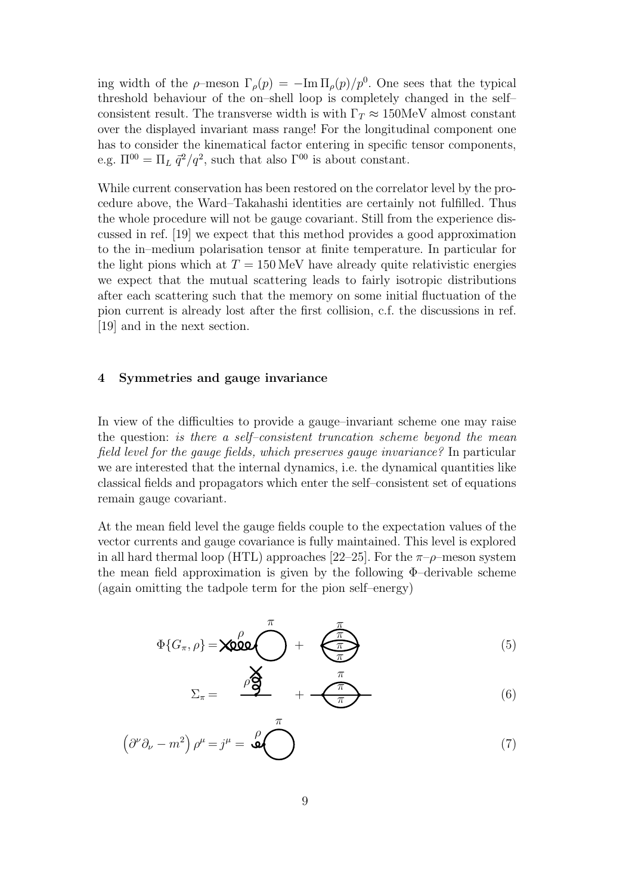ing width of the $\rho$–meson $\Gamma_\rho(p) = -\mathrm{Im}\,\Pi_\rho(p)/p^0$. One sees that the typical threshold behaviour of the on–shell loop is completely changed in the self–consistent result. The transverse width is with $\Gamma_T \approx 150$MeV almost constant over the displayed invariant mass range! For the longitudinal component one has to consider the kinematical factor entering in specific tensor components, e.g. $\Pi^{00} = \Pi_L\, \vec{q}^2/q^2$, such that also $\Gamma^{00}$ is about constant.

While current conservation has been restored on the correlator level by the procedure above, the Ward–Takahashi identities are certainly not fulfilled. Thus the whole procedure will not be gauge covariant. Still from the experience discussed in ref. [19] we expect that this method provides a good approximation to the in–medium polarisation tensor at finite temperature. In particular for the light pions which at $T = 150$ MeV have already quite relativistic energies we expect that the mutual scattering leads to fairly isotropic distributions after each scattering such that the memory on some initial fluctuation of the pion current is already lost after the first collision, c.f. the discussions in ref. [19] and in the next section.

## 4 Symmetries and gauge invariance

In view of the difficulties to provide a gauge–invariant scheme one may raise the question: *is there a self–consistent truncation scheme beyond the mean field level for the gauge fields, which preserves gauge invariance?* In particular we are interested that the internal dynamics, i.e. the dynamical quantities like classical fields and propagators which enter the self–consistent set of equations remain gauge covariant.

At the mean field level the gauge fields couple to the expectation values of the vector currents and gauge covariance is fully maintained. This level is explored in all hard thermal loop (HTL) approaches [22–25]. For the $\pi$–$\rho$–meson system the mean field approximation is given by the following $\Phi$–derivable scheme (again omitting the tadpole term for the pion self–energy)

$$\Phi\{G_\pi, \rho\} = [\text{diagram: } \rho \text{ field attached to } \pi \text{ loop}] + [\text{diagram: } \pi \text{ loop with three internal } \pi \text{ lines}] \tag{5}$$

$$\Sigma_\pi = [\text{diagram: } \rho \text{ field insertion}] + [\text{diagram: } \pi \text{ sunset}] \tag{6}$$

$$\left(\partial^\nu \partial_\nu - m^2\right) \rho^\mu = j^\mu = [\text{diagram: } \rho \text{ attached to } \pi \text{ loop}] \tag{7}$$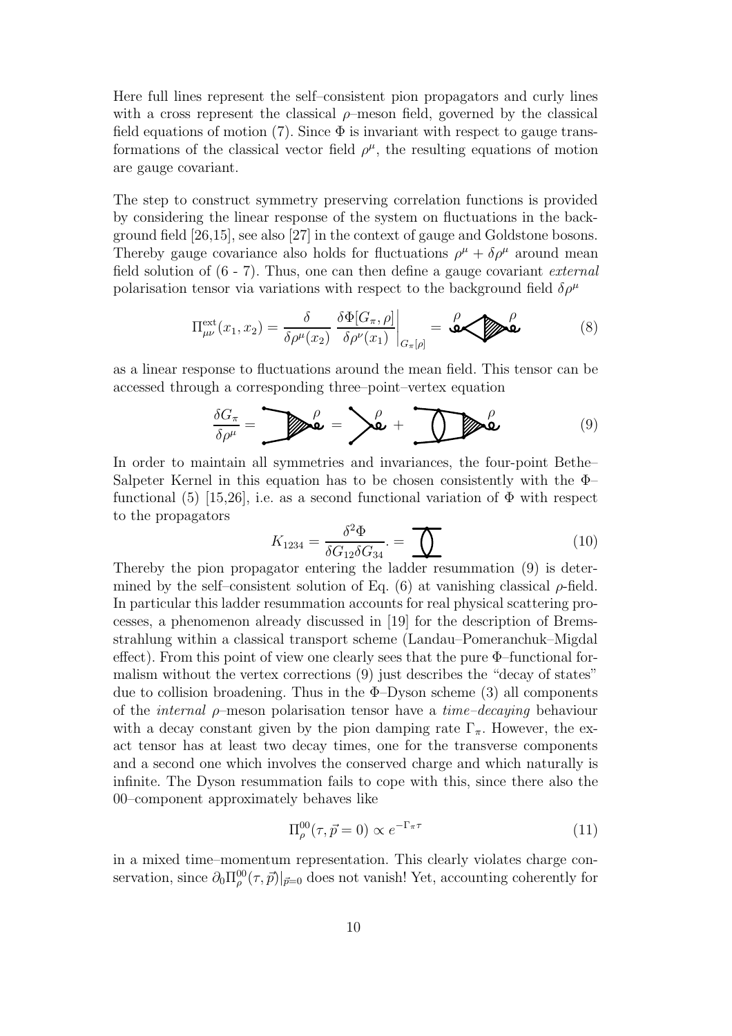Here full lines represent the self–consistent pion propagators and curly lines with a cross represent the classical $\rho$–meson field, governed by the classical field equations of motion (7). Since $\Phi$ is invariant with respect to gauge transformations of the classical vector field $\rho^\mu$, the resulting equations of motion are gauge covariant.

The step to construct symmetry preserving correlation functions is provided by considering the linear response of the system on fluctuations in the background field [26,15], see also [27] in the context of gauge and Goldstone bosons. Thereby gauge covariance also holds for fluctuations $\rho^\mu + \delta\rho^\mu$ around mean field solution of (6 - 7). Thus, one can then define a gauge covariant *external* polarisation tensor via variations with respect to the background field $\delta\rho^\mu$

$$\Pi^{\rm ext}_{\mu\nu}(x_1, x_2) = \frac{\delta}{\delta\rho^\mu(x_2)} \left. \frac{\delta\Phi[G_\pi, \rho]}{\delta\rho^\nu(x_1)} \right|_{G_\pi[\rho]} = \qquad (8)$$

as a linear response to fluctuations around the mean field. This tensor can be accessed through a corresponding three–point–vertex equation

$$\frac{\delta G_\pi}{\delta\rho^\mu} = \qquad = \qquad + \qquad (9)$$

In order to maintain all symmetries and invariances, the four-point Bethe–Salpeter Kernel in this equation has to be chosen consistently with the $\Phi$–functional (5) [15,26], i.e. as a second functional variation of $\Phi$ with respect to the propagators

$$K_{1234} = \frac{\delta^2\Phi}{\delta G_{12}\delta G_{34}}. = \qquad (10)$$

Thereby the pion propagator entering the ladder resummation (9) is determined by the self–consistent solution of Eq. (6) at vanishing classical $\rho$-field. In particular this ladder resummation accounts for real physical scattering processes, a phenomenon already discussed in [19] for the description of Bremsstrahlung within a classical transport scheme (Landau–Pomeranchuk–Migdal effect). From this point of view one clearly sees that the pure $\Phi$–functional formalism without the vertex corrections (9) just describes the "decay of states" due to collision broadening. Thus in the $\Phi$–Dyson scheme (3) all components of the *internal* $\rho$–meson polarisation tensor have a *time–decaying* behaviour with a decay constant given by the pion damping rate $\Gamma_\pi$. However, the exact tensor has at least two decay times, one for the transverse components and a second one which involves the conserved charge and which naturally is infinite. The Dyson resummation fails to cope with this, since there also the 00–component approximately behaves like

$$\Pi^{00}_\rho(\tau, \vec{p} = 0) \propto e^{-\Gamma_\pi \tau} \qquad (11)$$

in a mixed time–momentum representation. This clearly violates charge conservation, since $\partial_0 \Pi^{00}_\rho(\tau, \vec{p})|_{\vec{p}=0}$ does not vanish! Yet, accounting coherently for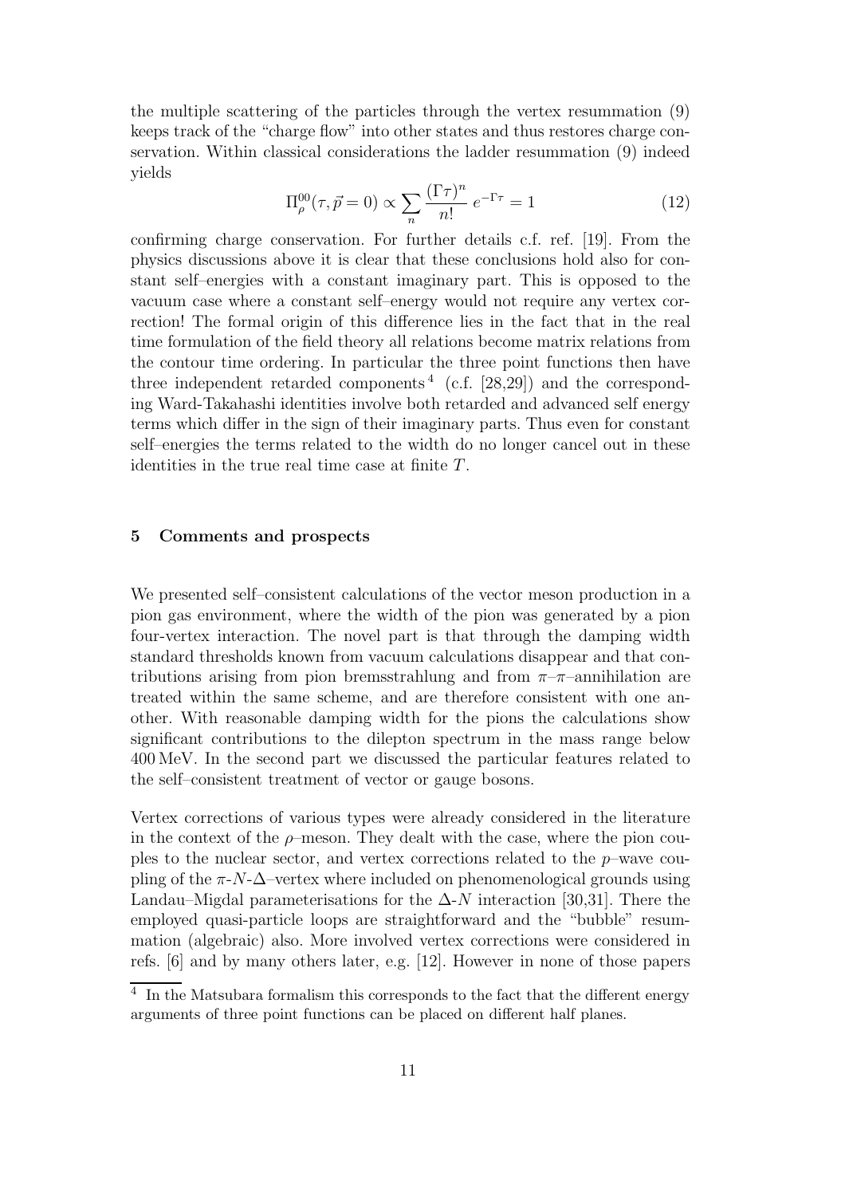the multiple scattering of the particles through the vertex resummation (9) keeps track of the "charge flow" into other states and thus restores charge conservation. Within classical considerations the ladder resummation (9) indeed yields

$$\Pi^{00}_{\rho}(\tau, \vec{p} = 0) \propto \sum_n \frac{(\Gamma\tau)^n}{n!} \, e^{-\Gamma\tau} = 1 \tag{12}$$

confirming charge conservation. For further details c.f. ref. [19]. From the physics discussions above it is clear that these conclusions hold also for constant self–energies with a constant imaginary part. This is opposed to the vacuum case where a constant self–energy would not require any vertex correction! The formal origin of this difference lies in the fact that in the real time formulation of the field theory all relations become matrix relations from the contour time ordering. In particular the three point functions then have three independent retarded components [4] (c.f. [28,29]) and the corresponding Ward-Takahashi identities involve both retarded and advanced self energy terms which differ in the sign of their imaginary parts. Thus even for constant self–energies the terms related to the width do no longer cancel out in these identities in the true real time case at finite $T$.

## 5 Comments and prospects

We presented self–consistent calculations of the vector meson production in a pion gas environment, where the width of the pion was generated by a pion four-vertex interaction. The novel part is that through the damping width standard thresholds known from vacuum calculations disappear and that contributions arising from pion bremsstrahlung and from $\pi$–$\pi$–annihilation are treated within the same scheme, and are therefore consistent with one another. With reasonable damping width for the pions the calculations show significant contributions to the dilepton spectrum in the mass range below 400 MeV. In the second part we discussed the particular features related to the self–consistent treatment of vector or gauge bosons.

Vertex corrections of various types were already considered in the literature in the context of the $\rho$–meson. They dealt with the case, where the pion couples to the nuclear sector, and vertex corrections related to the $p$–wave coupling of the $\pi$-$N$-$\Delta$–vertex where included on phenomenological grounds using Landau–Migdal parameterisations for the $\Delta$-$N$ interaction [30,31]. There the employed quasi-particle loops are straightforward and the "bubble" resummation (algebraic) also. More involved vertex corrections were considered in refs. [6] and by many others later, e.g. [12]. However in none of those papers

[4] In the Matsubara formalism this corresponds to the fact that the different energy arguments of three point functions can be placed on different half planes.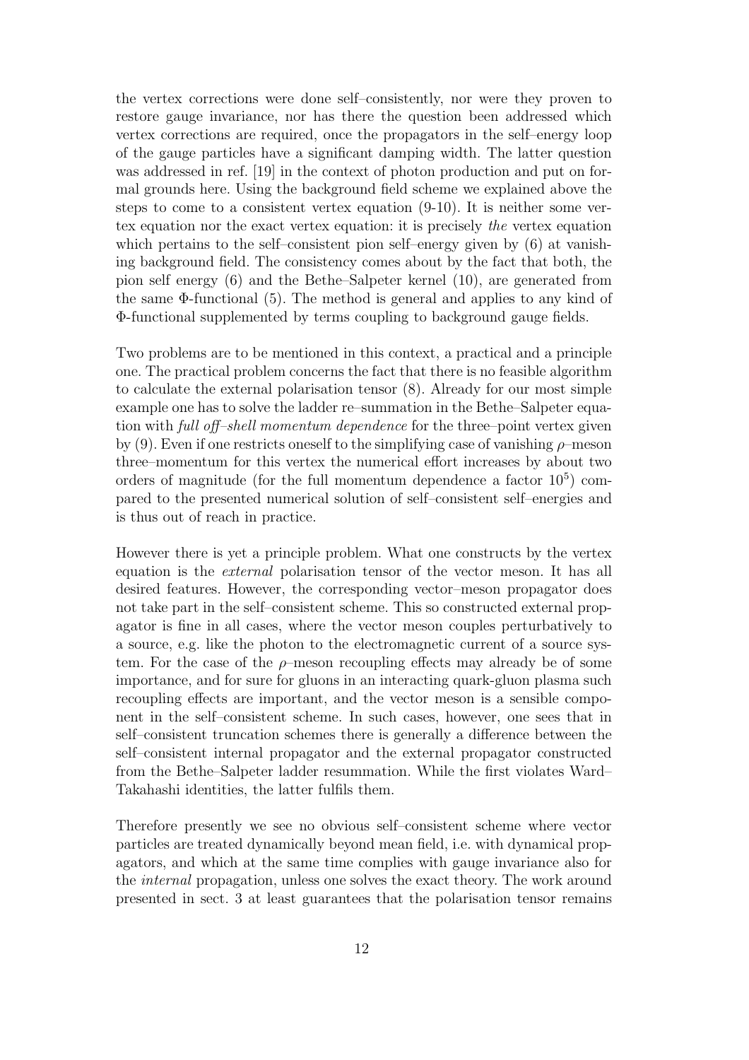the vertex corrections were done self–consistently, nor were they proven to restore gauge invariance, nor has there the question been addressed which vertex corrections are required, once the propagators in the self–energy loop of the gauge particles have a significant damping width. The latter question was addressed in ref. [19] in the context of photon production and put on formal grounds here. Using the background field scheme we explained above the steps to come to a consistent vertex equation (9-10). It is neither some vertex equation nor the exact vertex equation: it is precisely *the* vertex equation which pertains to the self–consistent pion self–energy given by (6) at vanishing background field. The consistency comes about by the fact that both, the pion self energy (6) and the Bethe–Salpeter kernel (10), are generated from the same $\Phi$-functional (5). The method is general and applies to any kind of $\Phi$-functional supplemented by terms coupling to background gauge fields.

Two problems are to be mentioned in this context, a practical and a principle one. The practical problem concerns the fact that there is no feasible algorithm to calculate the external polarisation tensor (8). Already for our most simple example one has to solve the ladder re–summation in the Bethe–Salpeter equation with *full off–shell momentum dependence* for the three–point vertex given by (9). Even if one restricts oneself to the simplifying case of vanishing $\rho$–meson three–momentum for this vertex the numerical effort increases by about two orders of magnitude (for the full momentum dependence a factor $10^5$) compared to the presented numerical solution of self–consistent self–energies and is thus out of reach in practice.

However there is yet a principle problem. What one constructs by the vertex equation is the *external* polarisation tensor of the vector meson. It has all desired features. However, the corresponding vector–meson propagator does not take part in the self–consistent scheme. This so constructed external propagator is fine in all cases, where the vector meson couples perturbatively to a source, e.g. like the photon to the electromagnetic current of a source system. For the case of the $\rho$–meson recoupling effects may already be of some importance, and for sure for gluons in an interacting quark-gluon plasma such recoupling effects are important, and the vector meson is a sensible component in the self–consistent scheme. In such cases, however, one sees that in self–consistent truncation schemes there is generally a difference between the self–consistent internal propagator and the external propagator constructed from the Bethe–Salpeter ladder resummation. While the first violates Ward–Takahashi identities, the latter fulfils them.

Therefore presently we see no obvious self–consistent scheme where vector particles are treated dynamically beyond mean field, i.e. with dynamical propagators, and which at the same time complies with gauge invariance also for the *internal* propagation, unless one solves the exact theory. The work around presented in sect. 3 at least guarantees that the polarisation tensor remains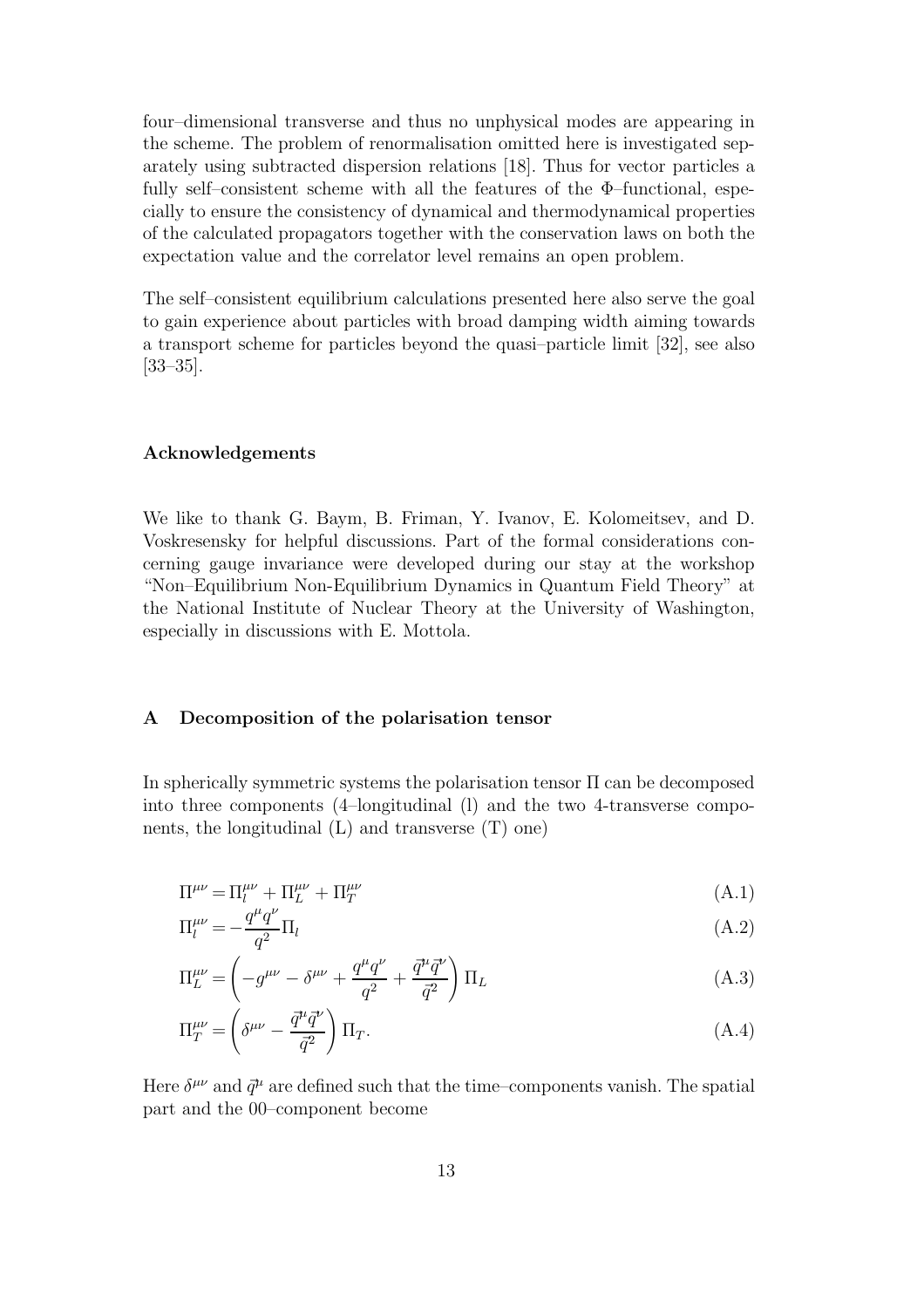four–dimensional transverse and thus no unphysical modes are appearing in the scheme. The problem of renormalisation omitted here is investigated separately using subtracted dispersion relations [18]. Thus for vector particles a fully self–consistent scheme with all the features of the Φ–functional, especially to ensure the consistency of dynamical and thermodynamical properties of the calculated propagators together with the conservation laws on both the expectation value and the correlator level remains an open problem.

The self–consistent equilibrium calculations presented here also serve the goal to gain experience about particles with broad damping width aiming towards a transport scheme for particles beyond the quasi–particle limit [32], see also [33–35].

### Acknowledgements

We like to thank G. Baym, B. Friman, Y. Ivanov, E. Kolomeitsev, and D. Voskresensky for helpful discussions. Part of the formal considerations concerning gauge invariance were developed during our stay at the workshop "Non–Equilibrium Non-Equilibrium Dynamics in Quantum Field Theory" at the National Institute of Nuclear Theory at the University of Washington, especially in discussions with E. Mottola.

## A Decomposition of the polarisation tensor

In spherically symmetric systems the polarisation tensor Π can be decomposed into three components (4–longitudinal (l) and the two 4-transverse components, the longitudinal (L) and transverse (T) one)

$$\Pi^{\mu\nu} = \Pi_l^{\mu\nu} + \Pi_L^{\mu\nu} + \Pi_T^{\mu\nu} \tag{A.1}$$

$$\Pi_l^{\mu\nu} = -\frac{q^\mu q^\nu}{q^2}\Pi_l \tag{A.2}$$

$$\Pi_L^{\mu\nu} = \left(-g^{\mu\nu} - \delta^{\mu\nu} + \frac{q^\mu q^\nu}{q^2} + \frac{\vec{q}^\mu \vec{q}^\nu}{\vec{q}^2}\right)\Pi_L \tag{A.3}$$

$$\Pi_T^{\mu\nu} = \left(\delta^{\mu\nu} - \frac{\vec{q}^\mu \vec{q}^\nu}{\vec{q}^2}\right)\Pi_T. \tag{A.4}$$

Here $\delta^{\mu\nu}$ and $\vec{q}^\mu$ are defined such that the time–components vanish. The spatial part and the 00–component become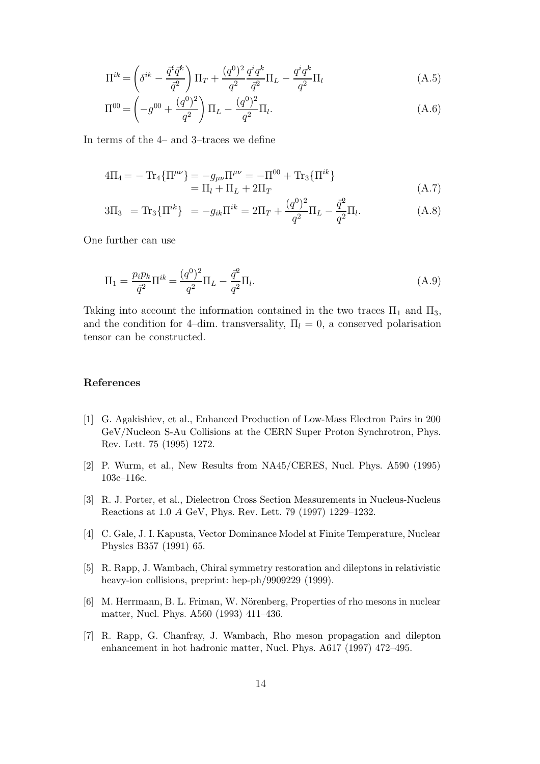$$\Pi^{ik} = \left( \delta^{ik} - \frac{\vec{q}^i \vec{q}^k}{\vec{q}^2} \right) \Pi_T + \frac{(q^0)^2}{q^2} \frac{q^i q^k}{\vec{q}^2} \Pi_L - \frac{q^i q^k}{q^2} \Pi_l \tag{A.5}$$

$$\Pi^{00} = \left( -g^{00} + \frac{(q^0)^2}{q^2} \right) \Pi_L - \frac{(q^0)^2}{q^2} \Pi_l. \tag{A.6}$$

In terms of the 4– and 3–traces we define

$$\begin{aligned} 4\Pi_4 = & - \mathrm{Tr}_4\{\Pi^{\mu\nu}\} = -g_{\mu\nu}\Pi^{\mu\nu} = -\Pi^{00} + \mathrm{Tr}_3\{\Pi^{ik}\} \\ & = \Pi_l + \Pi_L + 2\Pi_T \end{aligned} \tag{A.7}$$

$$3\Pi_3 \;= \mathrm{Tr}_3\{\Pi^{ik}\} \;= -g_{ik}\Pi^{ik} = 2\Pi_T + \frac{(q^0)^2}{q^2}\Pi_L - \frac{\vec{q}^2}{q^2}\Pi_l. \tag{A.8}$$

One further can use

$$\Pi_1 = \frac{p_i p_k}{\vec{q}^2} \Pi^{ik} = \frac{(q^0)^2}{q^2} \Pi_L - \frac{\vec{q}^2}{q^2} \Pi_l. \tag{A.9}$$

Taking into account the information contained in the two traces $\Pi_1$ and $\Pi_3$, and the condition for 4–dim. transversality, $\Pi_l = 0$, a conserved polarisation tensor can be constructed.

## References

[1] G. Agakishiev, et al., Enhanced Production of Low-Mass Electron Pairs in 200 GeV/Nucleon S-Au Collisions at the CERN Super Proton Synchrotron, Phys. Rev. Lett. 75 (1995) 1272.

[2] P. Wurm, et al., New Results from NA45/CERES, Nucl. Phys. A590 (1995) 103c–116c.

[3] R. J. Porter, et al., Dielectron Cross Section Measurements in Nucleus-Nucleus Reactions at 1.0 *A* GeV, Phys. Rev. Lett. 79 (1997) 1229–1232.

[4] C. Gale, J. I. Kapusta, Vector Dominance Model at Finite Temperature, Nuclear Physics B357 (1991) 65.

[5] R. Rapp, J. Wambach, Chiral symmetry restoration and dileptons in relativistic heavy-ion collisions, preprint: hep-ph/9909229 (1999).

[6] M. Herrmann, B. L. Friman, W. Nörenberg, Properties of rho mesons in nuclear matter, Nucl. Phys. A560 (1993) 411–436.

[7] R. Rapp, G. Chanfray, J. Wambach, Rho meson propagation and dilepton enhancement in hot hadronic matter, Nucl. Phys. A617 (1997) 472–495.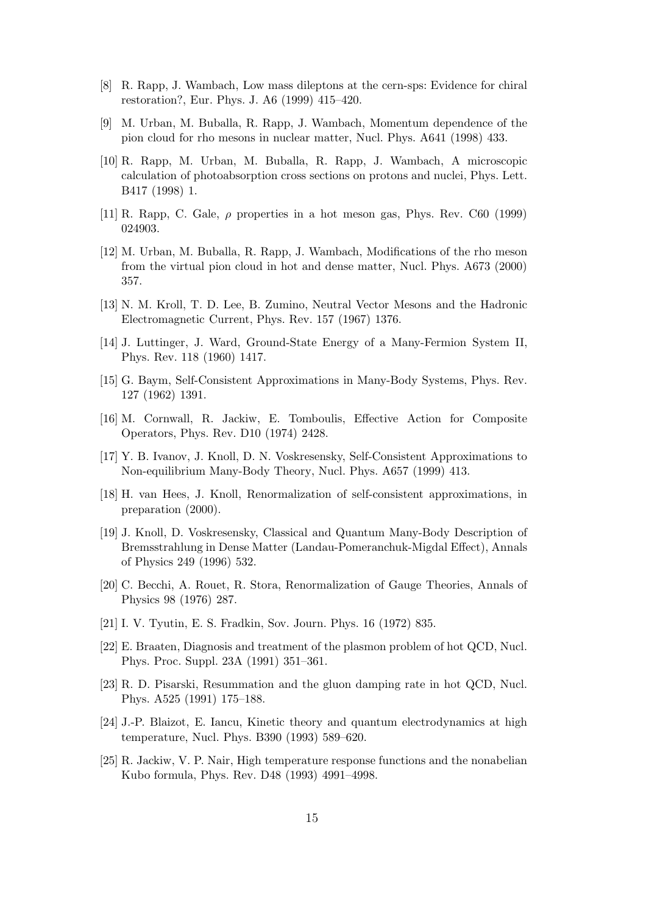[8] R. Rapp, J. Wambach, Low mass dileptons at the cern-sps: Evidence for chiral restoration?, Eur. Phys. J. A6 (1999) 415–420.

[9] M. Urban, M. Buballa, R. Rapp, J. Wambach, Momentum dependence of the pion cloud for rho mesons in nuclear matter, Nucl. Phys. A641 (1998) 433.

[10] R. Rapp, M. Urban, M. Buballa, R. Rapp, J. Wambach, A microscopic calculation of photoabsorption cross sections on protons and nuclei, Phys. Lett. B417 (1998) 1.

[11] R. Rapp, C. Gale, $\rho$ properties in a hot meson gas, Phys. Rev. C60 (1999) 024903.

[12] M. Urban, M. Buballa, R. Rapp, J. Wambach, Modifications of the rho meson from the virtual pion cloud in hot and dense matter, Nucl. Phys. A673 (2000) 357.

[13] N. M. Kroll, T. D. Lee, B. Zumino, Neutral Vector Mesons and the Hadronic Electromagnetic Current, Phys. Rev. 157 (1967) 1376.

[14] J. Luttinger, J. Ward, Ground-State Energy of a Many-Fermion System II, Phys. Rev. 118 (1960) 1417.

[15] G. Baym, Self-Consistent Approximations in Many-Body Systems, Phys. Rev. 127 (1962) 1391.

[16] M. Cornwall, R. Jackiw, E. Tomboulis, Effective Action for Composite Operators, Phys. Rev. D10 (1974) 2428.

[17] Y. B. Ivanov, J. Knoll, D. N. Voskresensky, Self-Consistent Approximations to Non-equilibrium Many-Body Theory, Nucl. Phys. A657 (1999) 413.

[18] H. van Hees, J. Knoll, Renormalization of self-consistent approximations, in preparation (2000).

[19] J. Knoll, D. Voskresensky, Classical and Quantum Many-Body Description of Bremsstrahlung in Dense Matter (Landau-Pomeranchuk-Migdal Effect), Annals of Physics 249 (1996) 532.

[20] C. Becchi, A. Rouet, R. Stora, Renormalization of Gauge Theories, Annals of Physics 98 (1976) 287.

[21] I. V. Tyutin, E. S. Fradkin, Sov. Journ. Phys. 16 (1972) 835.

[22] E. Braaten, Diagnosis and treatment of the plasmon problem of hot QCD, Nucl. Phys. Proc. Suppl. 23A (1991) 351–361.

[23] R. D. Pisarski, Resummation and the gluon damping rate in hot QCD, Nucl. Phys. A525 (1991) 175–188.

[24] J.-P. Blaizot, E. Iancu, Kinetic theory and quantum electrodynamics at high temperature, Nucl. Phys. B390 (1993) 589–620.

[25] R. Jackiw, V. P. Nair, High temperature response functions and the nonabelian Kubo formula, Phys. Rev. D48 (1993) 4991–4998.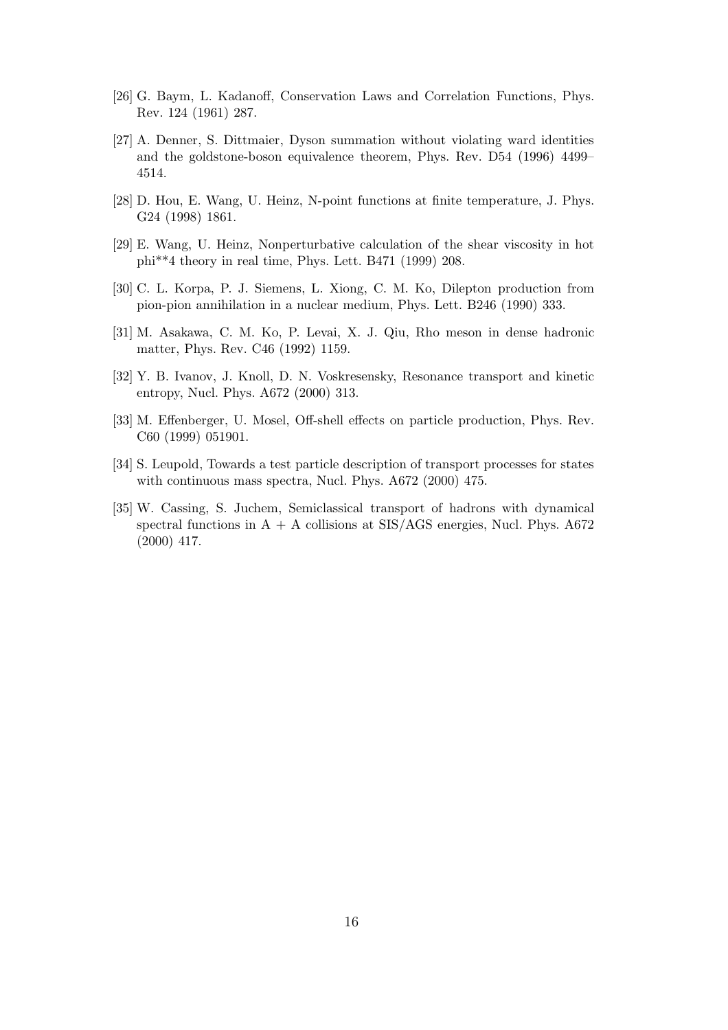[26] G. Baym, L. Kadanoff, Conservation Laws and Correlation Functions, Phys. Rev. 124 (1961) 287.

[27] A. Denner, S. Dittmaier, Dyson summation without violating ward identities and the goldstone-boson equivalence theorem, Phys. Rev. D54 (1996) 4499–4514.

[28] D. Hou, E. Wang, U. Heinz, N-point functions at finite temperature, J. Phys. G24 (1998) 1861.

[29] E. Wang, U. Heinz, Nonperturbative calculation of the shear viscosity in hot phi**4 theory in real time, Phys. Lett. B471 (1999) 208.

[30] C. L. Korpa, P. J. Siemens, L. Xiong, C. M. Ko, Dilepton production from pion-pion annihilation in a nuclear medium, Phys. Lett. B246 (1990) 333.

[31] M. Asakawa, C. M. Ko, P. Levai, X. J. Qiu, Rho meson in dense hadronic matter, Phys. Rev. C46 (1992) 1159.

[32] Y. B. Ivanov, J. Knoll, D. N. Voskresensky, Resonance transport and kinetic entropy, Nucl. Phys. A672 (2000) 313.

[33] M. Effenberger, U. Mosel, Off-shell effects on particle production, Phys. Rev. C60 (1999) 051901.

[34] S. Leupold, Towards a test particle description of transport processes for states with continuous mass spectra, Nucl. Phys. A672 (2000) 475.

[35] W. Cassing, S. Juchem, Semiclassical transport of hadrons with dynamical spectral functions in A + A collisions at SIS/AGS energies, Nucl. Phys. A672 (2000) 417.